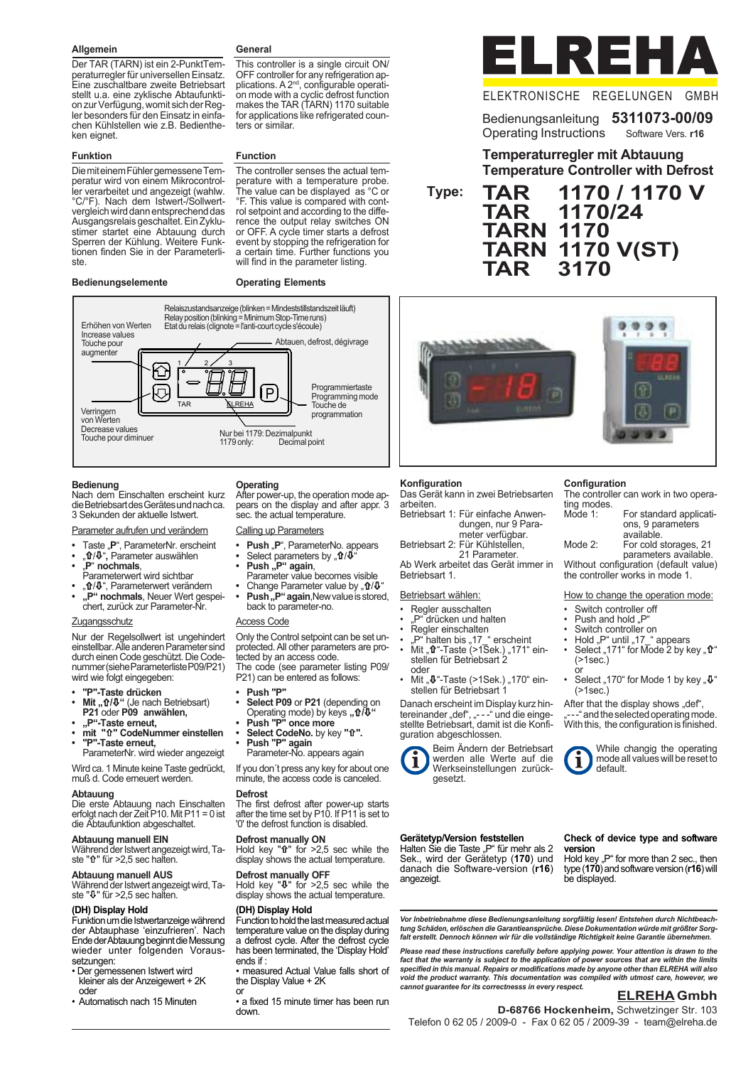# ELREHA

ELEKTRONISCHE REGELUNGEN GMBH

Bedienungsanleitung **5311073-00/09**
Operating Instructions Software Vers. **r16**

## Temperaturregler mit Abtauung
## Temperature Controller with Defrost

**Type:**
**TAR 1170 / 1170 V**
**TAR 1170/24**
**TARN 1170**
**TARN 1170 V(ST)**
**TAR 3170**

### Allgemein

Der TAR (TARN) ist ein 2-PunktTemperaturregler für universellen Einsatz. Eine zuschaltbare zweite Betriebsart stellt u.a. eine zyklische Abtaufunktion zur Verfügung, womit sich der Regler besonders für den Einsatz in einfachen Kühlstellen wie z.B. Bedientheken eignet.

### General

This controller is a single circuit ON/OFF controller for any refrigeration applications. A 2nd, configurable operation mode with a cyclic defrost function makes the TAR (TARN) 1170 suitable for applications like refrigerated counters or similar.

### Funktion

Die mit einem Fühler gemessene Temperatur wird von einem Mikrocontroller verarbeitet und angezeigt (wahlw. °C/°F). Nach dem Istwert-/Sollwertvergleich wird dann entsprechend das Ausgangsrelais geschaltet. Ein Zyklustimer startet eine Abtauung durch Sperren der Kühlung. Weitere Funktionen finden Sie in der Parameterliste.

### Function

The controller senses the actual temperature with a temperature probe. The value can be displayed as °C or °F. This value is compared with control setpoint and according to the difference the output relay switches ON or OFF. A cycle timer starts a defrost event by stopping the refrigeration for a certain time. Further functions you will find in the parameter listing.

### Bedienungselemente

### Operating Elements

Relaiszustandsanzeige (blinken = Mindeststillstandszeit läuft) / Relay position (blinking = Minimum Stop-Time runs) / Etat du relais (clignote = l'anti-court cycle s'écoule)

Erhöhen von Werten / Increase values / Touche pour augmenter

Abtauen, defrost, dégivrage

Programmiertaste / Programming mode / Touche de programmation

Verringern von Werten / Decrease values / Touche pour diminuer

Nur bei 1179: Dezimalpunkt / 1179 only: Decimal point

### Bedienung

Nach dem Einschalten erscheint kurz die Betriebsart des Gerätes und nach ca. 3 Sekunden der aktuelle Istwert.

Parameter aufrufen und verändern

- Taste „**P**", ParameterNr. erscheint
- „⇧/⇩", Parameter auswählen
- „**P**" **nochmals**, Parameterwert wird sichtbar
- „⇧/⇩", Parameterwert verändern
- **„P" nochmals**, Neuer Wert gespeichert, zurück zur Parameter-Nr.

Zugangsschutz

Nur der Regelsollwert ist ungehindert einstellbar. Alle anderen Parameter sind durch einen Code geschützt. Die Codenummer (siehe Parameterliste P09/P21) wird wie folgt eingegeben:

- **"P"-Taste drücken**
- **Mit „⇧/⇩"** (Je nach Betriebsart) **P21** oder **P09 anwählen,**
- **„P"-Taste erneut,**
- **mit "⇧" CodeNummer einstellen**
- **"P"-Taste erneut,** ParameterNr. wird wieder angezeigt

Wird ca. 1 Minute keine Taste gedrückt, muß d. Code erneuert werden.

### Abtauung

Die erste Abtauung nach Einschalten erfolgt nach der Zeit P10. Mit P11 = 0 ist die Abtaufunktion abgeschaltet.

### Abtauung manuell EIN

Während der Istwert angezeigt wird, Taste "⇧" für >2,5 sec halten.

### Abtauung manuell AUS

Während der Istwert angezeigt wird, Taste "⇩" für >2,5 sec halten.

### (DH) Display Hold

Funktion um die Istwertanzeige während der Abtauphase 'einzufrieren'. Nach Ende der Abtauung beginnt die Messung wieder unter folgenden Voraussetzungen:

- Der gemessenen Istwert wird kleiner als der Anzeigewert + 2K oder
- Automatisch nach 15 Minuten

### Operating

After power-up, the operation mode appears on the display and after appr. 3 sec. the actual temperature.

Calling up Parameters

- **Push „P"**, ParameterNo. appears
- Select parameters by „⇧/⇩"
- **Push „P" again**, Parameter value becomes visible
- Change Parameter value by „⇧/⇩"
- **Push „P" again**, New value is stored, back to parameter-no.

Access Code

Only the Control setpoint can be set unprotected. All other parameters are protected by an access code. The code (see parameter listing P09/P21) can be entered as follows:

- **Push "P"**
- **Select P09** or **P21** (depending on Operating mode) by keys **„⇧/⇩"**
- **Push "P" once more**
- **Select CodeNo.** by key **"⇧".**
- **Push "P" again** Parameter-No. appears again

If you don´t press any key for about one minute, the access code is canceled.

### Defrost

The first defrost after power-up starts after the time set by P10. If P11 is set to '0' the defrost function is disabled.

### Defrost manually ON

Hold key "⇧" for >2,5 sec while the display shows the actual temperature.

### Defrost manually OFF

Hold key "⇩" for >2,5 sec while the display shows the actual temperature.

### (DH) Display Hold

Function to hold the last measured actual temperature value on the display during a defrost cycle. After the defrost cycle has been terminated, the 'Display Hold' ends if :

- measured Actual Value falls short of the Display Value + 2K

or

- a fixed 15 minute timer has been run down.

### Konfiguration

Das Gerät kann in zwei Betriebsarten arbeiten.

Betriebsart 1: Für einfache Anwendungen, nur 9 Parameter verfügbar.
Betriebsart 2: Für Kühlstellen, 21 Parameter.

Ab Werk arbeitet das Gerät immer in Betriebsart 1.

Betriebsart wählen:

- Regler ausschalten
- „P" drücken und halten
- Regler einschalten
- „P" halten bis „17_" erscheint
- Mit „⇧"-Taste (>1Sek.) „171" einstellen für Betriebsart 2 oder
- Mit „⇩"-Taste (>1Sek.) „170" einstellen für Betriebsart 1

Danach erscheint im Display kurz hintereinander „def", „- - -" und die eingestellte Betriebsart, damit ist die Konfiguration abgeschlossen.

Beim Ändern der Betriebsart werden alle Werte auf die Werkseinstellungen zurückgesetzt.

### Configuration

The controller can work in two operating modes.

Mode 1: For standard applications, 9 parameters available.
Mode 2: For cold storages, 21 parameters available.

Without configuration (default value) the controller works in mode 1.

How to change the operation mode:

- Switch controller off
- Push and hold „P"
- Switch controller on
- Hold „P" until „17_" appears
- Select „171" for Mode 2 by key „⇧" (>1sec.) or
- Select „170" for Mode 1 by key „⇩" (>1sec.)

After that the display shows „def", „---" and the selected operating mode. With this, the configuration is finished.

While changig the operating mode all values will be reset to default.

### Gerätetyp/Version feststellen

Halten Sie die Taste „P" für mehr als 2 Sek., wird der Gerätetyp (**170**) und danach die Software-version (**r16**) angezeigt.

### Check of device type and software version

Hold key „P" for more than 2 sec., then type (**170**) and software version (**r16**) will be displayed.

***Vor Inbetriebnahme diese Bedienungsanleitung sorgfältig lesen! Entstehen durch Nichtbeachtung Schäden, erlöschen die Garantieansprüche. Diese Dokumentation würde mit größter Sorgfalt erstellt. Dennoch können wir für die vollständige Richtigkeit keine Garantie übernehmen.***

***Please read these instructions carefully before applying power. Your attention is drawn to the fact that the warranty is subject to the application of power sources that are within the limits specified in this manual. Repairs or modifications made by anyone other than ELREHA will also void the product warranty. This documentation was compiled with utmost care, however, we cannot guarantee for its correctness in every respect.***

**ELREHA Gmbh**
**D-68766 Hockenheim,** Schwetzinger Str. 103
Telefon 0 62 05 / 2009-0 - Fax 0 62 05 / 2009-39 - team@elreha.de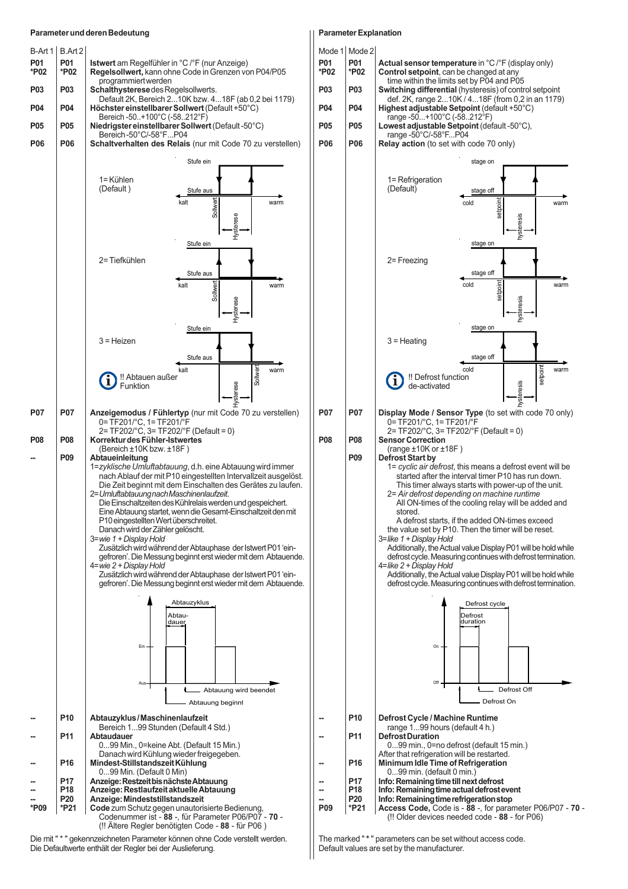## Parameter und deren Bedeutung

| B-Art 1 | B.Art 2 | |
|---|---|---|
| P01 | P01 | **Istwert** am Regelfühler in °C /°F (nur Anzeige) |
| *P02 | *P02 | **Regelsollwert,** kann ohne Code in Grenzen von P04/P05 programmiert werden |
| P03 | P03 | **Schalthysterese** des Regelsollwerts. Default 2K, Bereich 2...10K bzw. 4...18F (ab 0,2 bei 1179) |
| P04 | P04 | **Höchster einstellbarer Sollwert** (Default +50°C) Bereich -50..+100°C (-58..212°F) |
| P05 | P05 | **Niedrigster einstellbarer Sollwert** (Default -50°C) Bereich -50°C/-58°F...P04 |
| P06 | P06 | **Schaltverhalten des Relais** (nur mit Code 70 zu verstellen) |

1= Kühlen (Default)

2= Tiefkühlen

3 = Heizen

!! Abtauen außer Funktion

| B-Art 1 | B.Art 2 | |
|---|---|---|
| P07 | P07 | **Anzeigemodus / Fühlertyp** (nur mit Code 70 zu verstellen) 0= TF201/°C, 1= TF201/°F 2= TF202/°C, 3= TF202/°F (Default = 0) |
| P08 | P08 | **Korrektur des Fühler-Istwertes** (Bereich ±10K bzw. ±18F ) |
| -- | P09 | **Abtaueinleitung** |

1=*zyklische Umluftabtauung*, d.h. eine Abtauung wird immer nach Ablauf der mit P10 eingestellten Intervallzeit ausgelöst. Die Zeit beginnt mit dem Einschalten des Gerätes zu laufen.

2=*Umluftabtauung nach Maschinenlaufzeit.* Die Einschaltzeiten des Kühlrelais werden und gespeichert. Eine Abtauung startet, wenn die Gesamt-Einschaltzeit den mit P10 eingestellten Wert überschreitet. Danach wird der Zähler gelöscht.

3=*wie 1 + Display Hold* Zusätzlich wird während der Abtauphase der Istwert P01 'eingefroren'. Die Messung beginnt erst wieder mit dem Abtauende.

4=*wie 2 + Display Hold* Zusätzlich wird während der Abtauphase der Istwert P01 'eingefroren'. Die Messung beginnt erst wieder mit dem Abtauende.

| B-Art 1 | B.Art 2 | |
|---|---|---|
| -- | P10 | **Abtauzyklus / Maschinenlaufzeit** Bereich 1...99 Stunden (Default 4 Std.) |
| -- | P11 | **Abtaudauer** 0...99 Min., 0=keine Abt. (Default 15 Min.) Danach wird Kühlung wieder freigegeben. |
| -- | P16 | **Mindest-Stillstandszeit Kühlung** 0...99 Min. (Default 0 Min) |
| -- | P17 | **Anzeige: Restzeit bis nächste Abtauung** |
| -- | P18 | **Anzeige: Restlaufzeit aktuelle Abtauung** |
| -- | P20 | **Anzeige: Mindeststillstandszeit** |
| *P09 | *P21 | **Code** zum Schutz gegen unautorisierte Bedienung, Codenummer ist - **88** -, für Parameter P06/P07 - **70** - (!! Ältere Regler benötigten Code - **88** - für P06 ) |

Die mit " * " gekennzeichneten Parameter können ohne Code verstellt werden. Die Defaultwerte enthält der Regler bei der Auslieferung.

## Parameter Explanation

| Mode 1 | Mode 2 | |
|---|---|---|
| P01 | P01 | **Actual sensor temperature** in °C /°F (display only) |
| *P02 | *P02 | **Control setpoint**, can be changed at any time within the limits set by P04 and P05 |
| P03 | P03 | **Switching differential** (hysteresis) of control setpoint def. 2K, range 2...10K / 4...18F (from 0,2 in an 1179) |
| P04 | P04 | **Highest adjustable Setpoint** (default +50°C) range -50...+100°C (-58..212°F) |
| P05 | P05 | **Lowest adjustable Setpoint** (default -50°C), range -50°C/-58°F...P04 |
| P06 | P06 | **Relay action** (to set with code 70 only) |

1= Refrigeration (Default)

2= Freezing

3 = Heating

!! Defrost function de-activated

| Mode 1 | Mode 2 | |
|---|---|---|
| P07 | P07 | **Display Mode / Sensor Type** (to set with code 70 only) 0= TF201/°C, 1= TF201/°F 2= TF202/°C, 3= TF202/°F (Default = 0) |
| P08 | P08 | **Sensor Correction** (range ±10K or ±18F ) |
| | P09 | **Defrost Start by** |

1= *cyclic air defrost*, this means a defrost event will be started after the interval timer P10 has run down. This timer always starts with power-up of the unit.

2= *Air defrost depending on machine runtime* All ON-times of the cooling relay will be added and stored. A defrost starts, if the added ON-times exceed the value set by P10. Then the timer will be reset.

3=*like 1 + Display Hold* Additionally, the Actual value Display P01 will be hold while defrost cycle. Measuring continues with defrost termination.

4=*like 2 + Display Hold* Additionally, the Actual value Display P01 will be hold while defrost cycle. Measuring continues with defrost termination.

| Mode 1 | Mode 2 | |
|---|---|---|
| -- | P10 | **Defrost Cycle / Machine Runtime** range 1...99 hours (default 4 h.) |
| -- | P11 | **Defrost Duration** 0...99 min., 0=no defrost (default 15 min.) After that refrigeration will be restarted. |
| -- | P16 | **Minimum Idle Time of Refrigeration** 0...99 min. (default 0 min.) |
| -- | P17 | **Info: Remaining time till next defrost** |
| -- | P18 | **Info: Remaining time actual defrost event** |
| -- | P20 | **Info: Remaining time refrigeration stop** |
| P09 | *P21 | **Access Code,** Code is - **88** -, for parameter P06/P07 - **70** - (!! Older devices needed code - **88** - for P06) |

The marked " * " parameters can be set without access code. Default values are set by the manufacturer.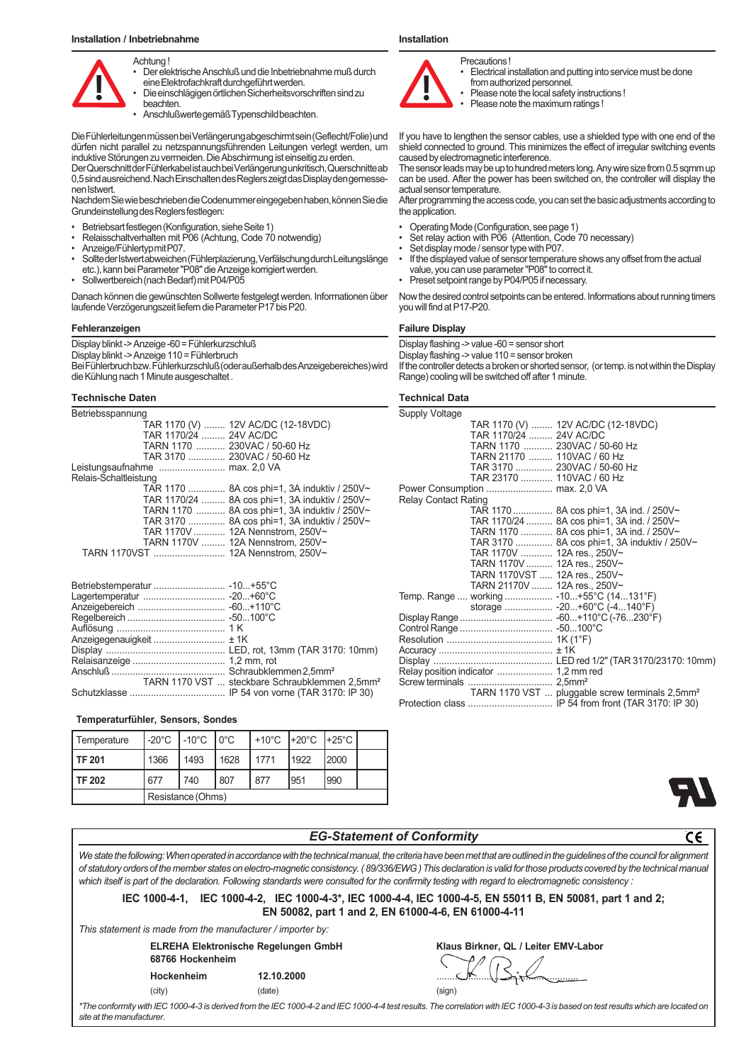## Installation / Inbetriebnahme

Achtung !

- Der elektrische Anschluß und die Inbetriebnahme muß durch eine Elektrofachkraft durchgeführt werden.
- Die einschlägigen örtlichen Sicherheitsvorschriften sind zu beachten.
- Anschlußwerte gemäß Typenschild beachten.

Die Fühlerleitungen müssen bei Verlängerung abgeschirmt sein (Geflecht/Folie) und dürfen nicht parallel zu netzspannungsführenden Leitungen verlegt werden, um induktive Störungen zu vermeiden. Die Abschirmung ist einseitig zu erden.
Der Querschnitt der Fühlerkabel ist auch bei Verlängerung unkritisch, Querschnitte ab 0,5 sind ausreichend. Nach Einschalten des Reglers zeigt das Display den gemessenen Istwert.
Nachdem Sie wie beschrieben die Codenummer eingegeben haben, können Sie die Grundeinstellung des Reglers festlegen:

- Betriebsart festlegen (Konfiguration, siehe Seite 1)
- Relaisschaltverhalten mit P06 (Achtung, Code 70 notwendig)
- Anzeige/Fühlertyp mit P07.
- Sollte der Istwert abweichen (Fühlerplazierung, Verfälschung durch Leitungslänge etc.), kann bei Parameter "P08" die Anzeige korrigiert werden.
- Sollwertbereich (nach Bedarf) mit P04/P05

Danach können die gewünschten Sollwerte festgelegt werden. Informationen über laufende Verzögerungszeit liefern die Parameter P17 bis P20.

## Fehleranzeigen

Display blinkt -> Anzeige -60 = Fühlerkurzschluß
Display blinkt -> Anzeige 110 = Fühlerbruch
Bei Fühlerbruch bzw. Fühlerkurzschluß (oder außerhalb des Anzeigebereiches) wird die Kühlung nach 1 Minute ausgeschaltet .

## Technische Daten

Betriebsspannung
TAR 1170 (V) ........ 12V AC/DC (12-18VDC)
TAR 1170/24 ......... 24V AC/DC
TARN 1170 ........... 230VAC / 50-60 Hz
TAR 3170 ............. 230VAC / 50-60 Hz
Leistungsaufnahme ......................... max. 2,0 VA
Relais-Schaltleistung
TAR 1170 .............. 8A cos phi=1, 3A induktiv / 250V~
TAR 1170/24 ......... 8A cos phi=1, 3A induktiv / 250V~
TARN 1170 ........... 8A cos phi=1, 3A induktiv / 250V~
TAR 3170 .............. 8A cos phi=1, 3A induktiv / 250V~
TAR 1170V ............ 12A Nennstrom, 250V~
TARN 1170V ......... 12A Nennstrom, 250V~
TARN 1170VST ........................... 12A Nennstrom, 250V~

Betriebstemperatur ........................... -10...+55°C
Lagertemperatur ............................... -20...+60°C
Anzeigebereich .................................. -60...+110°C
Regelbereich ...................................... -50...100°C
Auflösung .......................................... 1 K
Anzeigegenauigkeit ........................... ± 1K
Display .............................................. LED, rot, 13mm (TAR 3170: 10mm)
Relaisanzeige .................................... 1,2 mm, rot
Anschluß ........................................... Schraubklemmen 2,5mm²
TARN 1170 VST ... steckbare Schraubklemmen 2,5mm²
Schutzklasse ..................................... IP 54 von vorne (TAR 3170: IP 30)

### Temperaturfühler, Sensors, Sondes

| Temperature | -20°C | -10°C | 0°C | +10°C | +20°C | +25°C | |
|---|---|---|---|---|---|---|---|
| **TF 201** | 1366 | 1493 | 1628 | 1771 | 1922 | 2000 | |
| **TF 202** | 677 | 740 | 807 | 877 | 951 | 990 | |
| | Resistance (Ohms) | | | | | | |

## Installation

Precautions !

- Electrical installation and putting into service must be done from authorized personnel.
- Please note the local safety instructions !
- Please note the maximum ratings !

If you have to lengthen the sensor cables, use a shielded type with one end of the shield connected to ground. This minimizes the effect of irregular switching events caused by electromagnetic interference.
The sensor leads may be up to hundred meters long. Any wire size from 0.5 sqmm up can be used. After the power has been switched on, the controller will display the actual sensor temperature.
After programming the access code, you can set the basic adjustments according to the application.

- Operating Mode (Configuration, see page 1)
- Set relay action with P06 (Attention, Code 70 necessary)
- Set display mode / sensor type with P07.
- If the displayed value of sensor temperature shows any offset from the actual value, you can use parameter "P08" to correct it.
- Preset setpoint range by P04/P05 if necessary.

Now the desired control setpoints can be entered. Informations about running timers you will find at P17-P20.

## Failure Display

Display flashing -> value -60 = sensor short
Display flashing -> value 110 = sensor broken
If the controller detects a broken or shorted sensor, (or temp. is not within the Display Range) cooling will be switched off after 1 minute.

## Technical Data

Supply Voltage
TAR 1170 (V) ........ 12V AC/DC (12-18VDC)
TAR 1170/24 ......... 24V AC/DC
TARN 1170 ........... 230VAC / 50-60 Hz
TARN 21170 ......... 110VAC / 60 Hz
TAR 3170 .............. 230VAC / 50-60 Hz
TAR 23170 ........... 110VAC / 60 Hz
Power Consumption ......................... max. 2,0 VA
Relay Contact Rating
TAR 1170 ............... 8A cos phi=1, 3A ind. / 250V~
TAR 1170/24 .......... 8A cos phi=1, 3A ind. / 250V~
TARN 1170 ............ 8A cos phi=1, 3A ind. / 250V~
TAR 3170 .............. 8A cos phi=1, 3A induktiv / 250V~
TAR 1170V ............ 12A res., 250V~
TARN 1170V .......... 12A res., 250V~
TARN 1170VST ..... 12A res., 250V~
TARN 21170V ........ 12A res., 250V~
Temp. Range .... working .................. -10...+55°C (14...131°F)
storage .................. -20...+60°C (-4...140°F)
Display Range ................................... -60...+110°C (-76...230°F)
Control Range ................................... -50...100°C
Resolution ........................................ 1K (1°F)
Accuracy ........................................... ± 1K
Display ............................................. LED red 1/2" (TAR 3170/23170: 10mm)
Relay position indicator ..................... 1,2 mm red
Screw terminals ................................ 2,5mm²
TARN 1170 VST ... pluggable screw terminals 2,5mm²
Protection class ................................ IP 54 from front (TAR 3170: IP 30)

## EG-Statement of Conformity

*We state the following: When operated in accordance with the technical manual, the criteria have been met that are outlined in the guidelines of the council for alignment of statutory orders of the member states on electro-magnetic consistency. ( 89/336/EWG ) This declaration is valid for those products covered by the technical manual which itself is part of the declaration. Following standards were consulted for the confirmity testing with regard to electromagnetic consistency :*

**IEC 1000-4-1, IEC 1000-4-2, IEC 1000-4-3\*, IEC 1000-4-4, IEC 1000-4-5, EN 55011 B, EN 50081, part 1 and 2; EN 50082, part 1 and 2, EN 61000-4-6, EN 61000-4-11**

*This statement is made from the manufacturer / importer by:*

**ELREHA Elektronische Regelungen GmbH**
**68766 Hockenheim**

**Hockenheim** (city) **12.10.2000** (date)

**Klaus Birkner, QL / Leiter EMV-Labor**
(sign)

*\*The conformity with IEC 1000-4-3 is derived from the IEC 1000-4-2 and IEC 1000-4-4 test results. The correlation with IEC 1000-4-3 is based on test results which are located on site at the manufacturer.*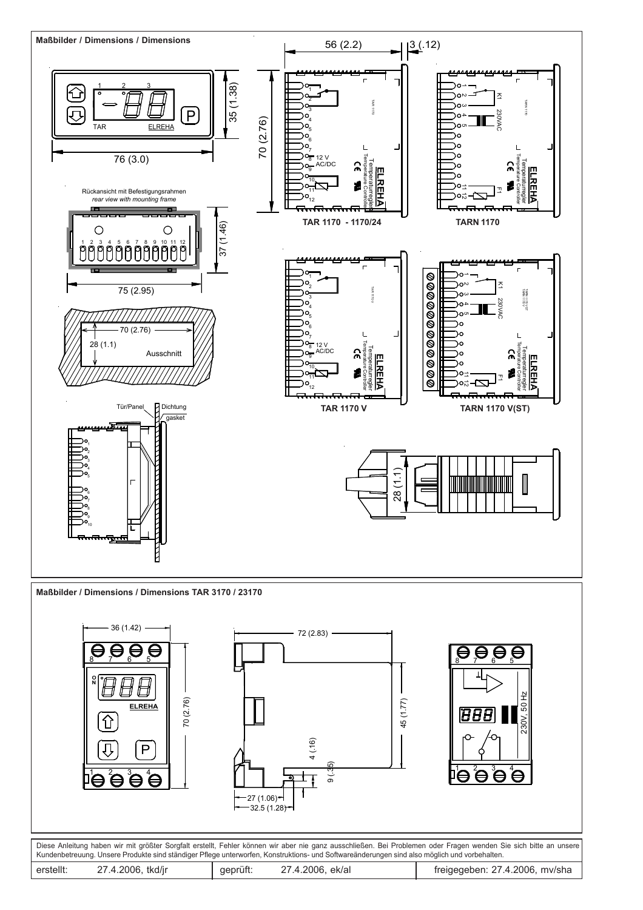## Maßbilder / Dimensions / Dimensions

76 (3.0)
35 (1.38)
56 (2.2)
3 (.12)
70 (2.76)

TAR 1170 - 1170/24

TARN 1170

Rückansicht mit Befestigungsrahmen
*rear view with mounting frame*

37 (1.46)
75 (2.95)

70 (2.76)
28 (1.1)
Ausschnitt

TAR 1170 V

TARN 1170 V(ST)

Tür/Panel
Dichtung
gasket

28 (1.1)

## Maßbilder / Dimensions / Dimensions TAR 3170 / 23170

36 (1.42)
70 (2.76)
72 (2.83)
45 (1.77)
4 (.16)
9 (.35)
27 (1.06)
32.5 (1.28)

230V, 50 Hz

Diese Anleitung haben wir mit größter Sorgfalt erstellt, Fehler können wir aber nie ganz ausschließen. Bei Problemen oder Fragen wenden Sie sich bitte an unsere Kundenbetreuung. Unsere Produkte sind ständiger Pflege unterworfen, Konstruktions- und Softwareänderungen sind also möglich und vorbehalten.

| | | |
|---|---|---|
| erstellt: 27.4.2006, tkd/jr | geprüft: 27.4.2006, ek/al | freigegeben: 27.4.2006, mv/sha |